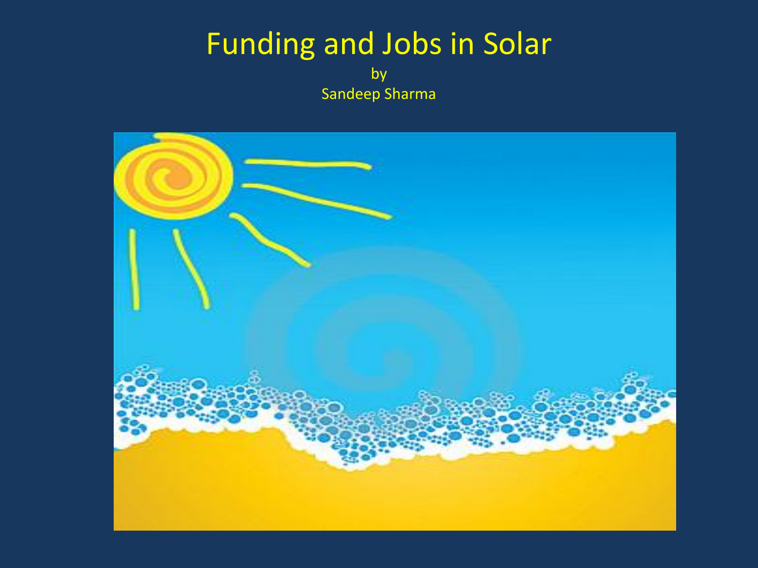# Funding and Jobs in Solar

by

Sandeep Sharma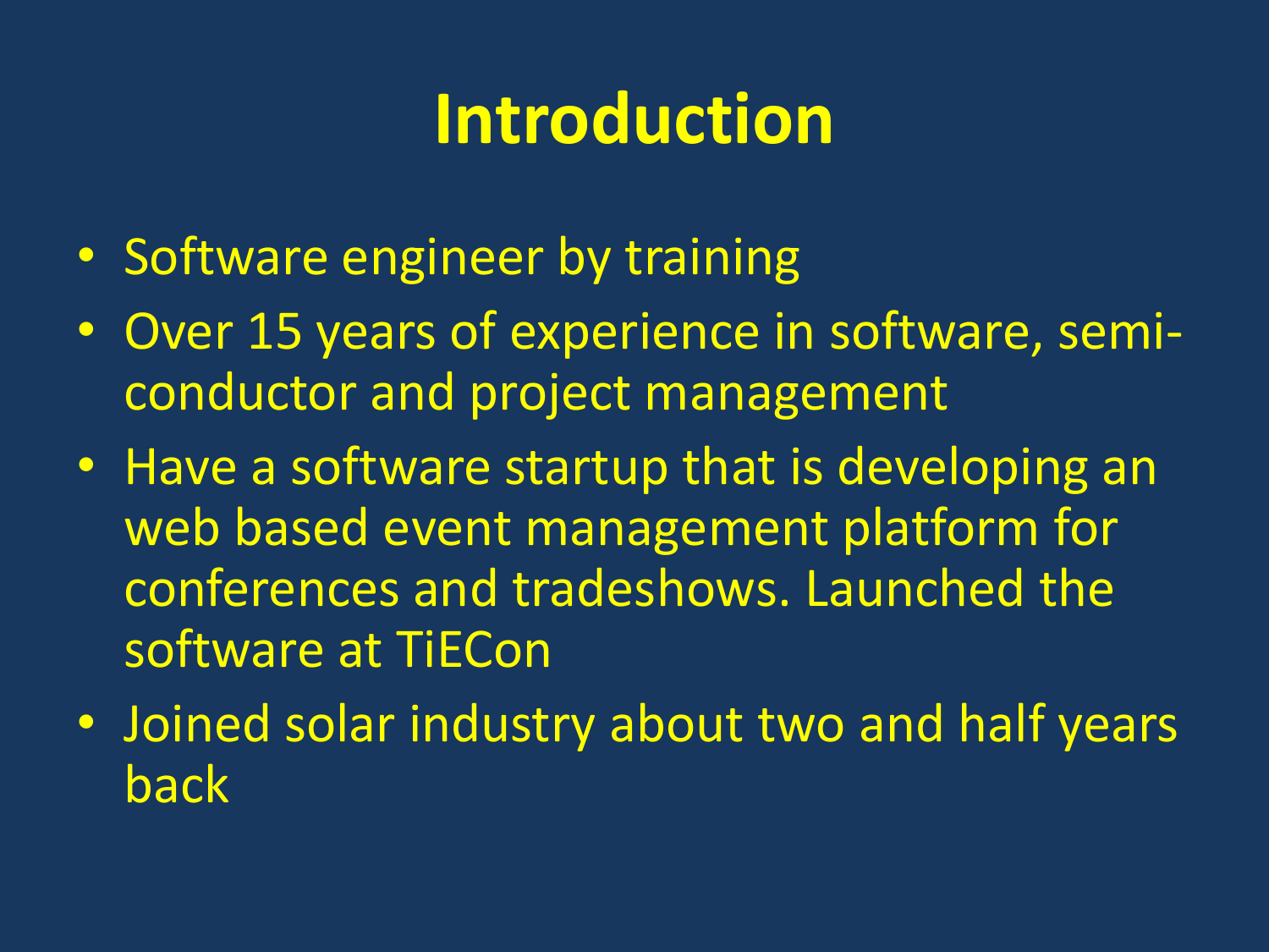# Introduction

- Software engineer by training
- Over 15 years of experience in software, semi-conductor and project management
- Have a software startup that is developing an web based event management platform for conferences and tradeshows. Launched the software at TiECon
- Joined solar industry about two and half years back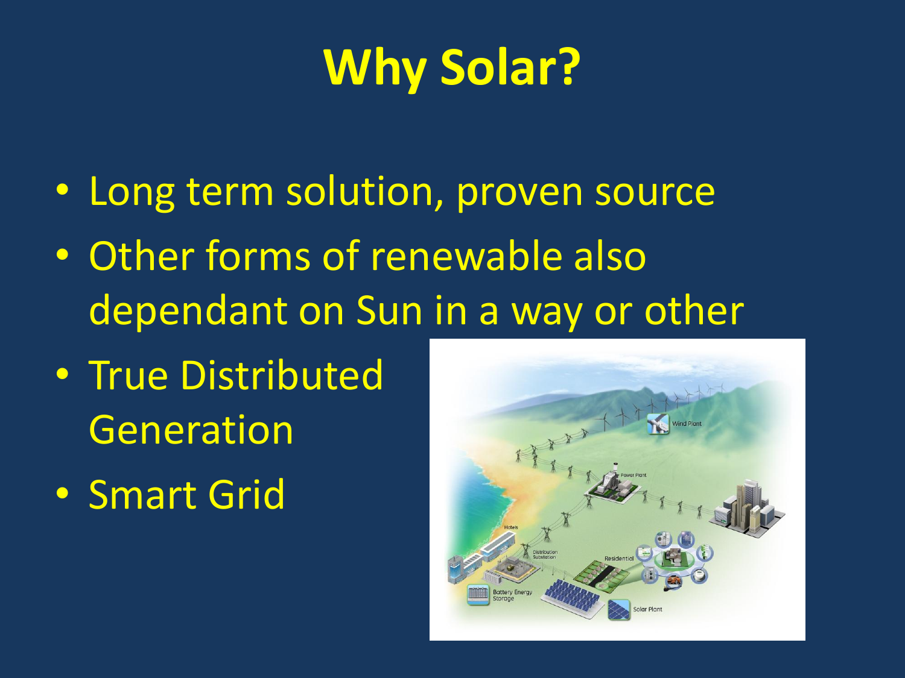# Why Solar?

- Long term solution, proven source
- Other forms of renewable also dependant on Sun in a way or other
- True Distributed Generation
- Smart Grid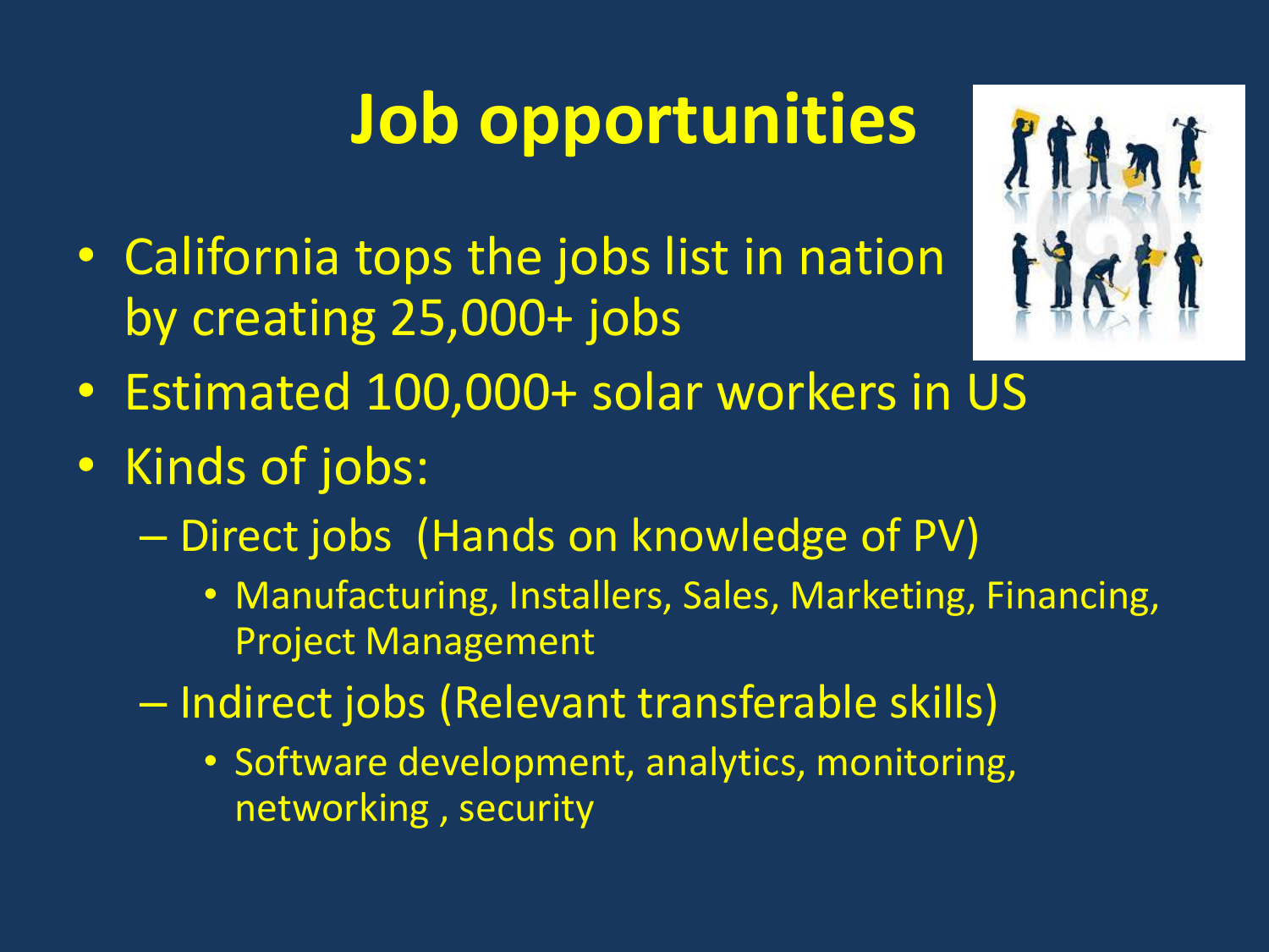# Job opportunities

- California tops the jobs list in nation by creating 25,000+ jobs
- Estimated 100,000+ solar workers in US
- Kinds of jobs:
  - Direct jobs (Hands on knowledge of PV)
    - Manufacturing, Installers, Sales, Marketing, Financing, Project Management
  - Indirect jobs (Relevant transferable skills)
    - Software development, analytics, monitoring, networking , security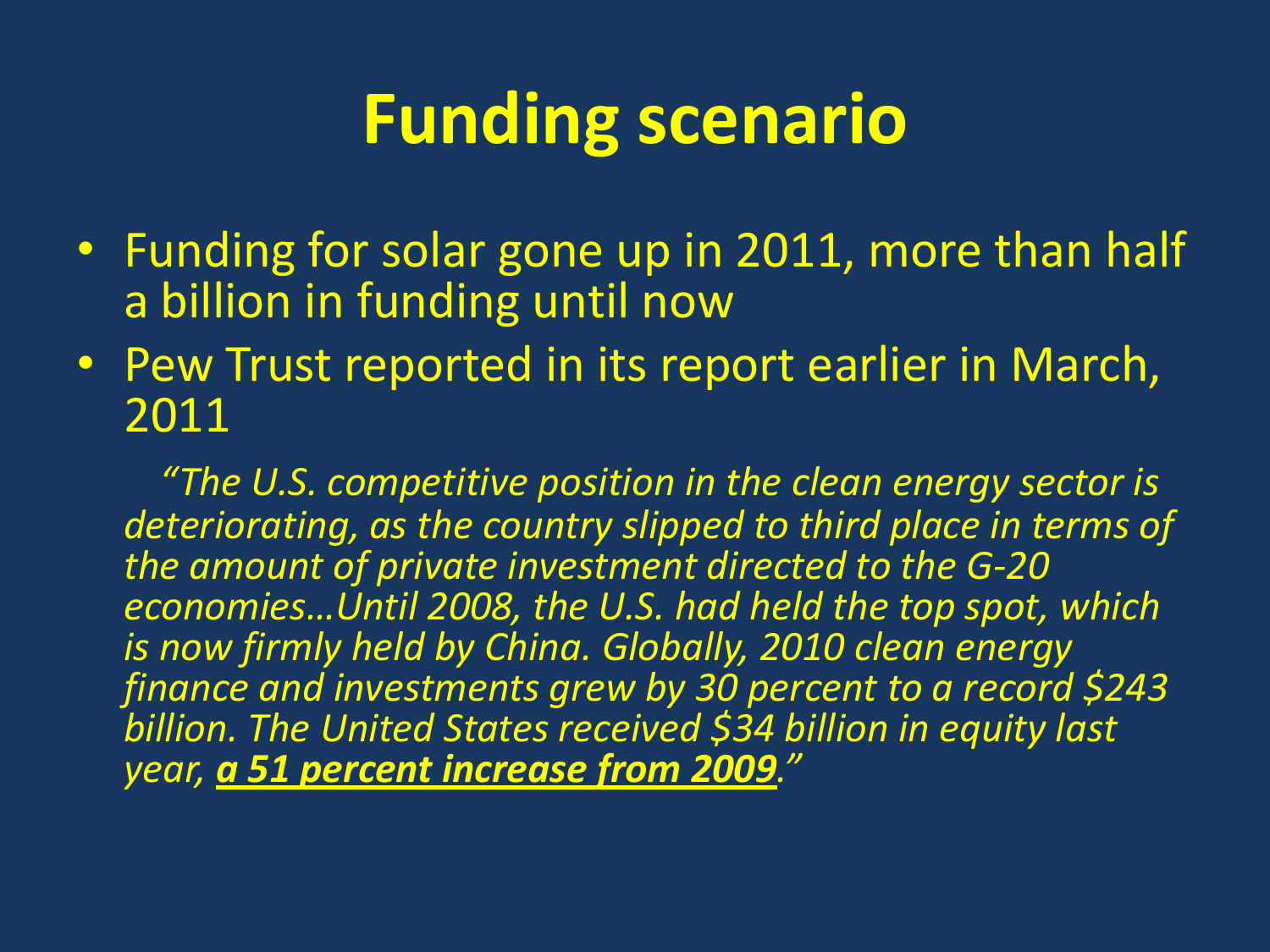# Funding scenario

- Funding for solar gone up in 2011, more than half a billion in funding until now
- Pew Trust reported in its report earlier in March, 2011

*"The U.S. competitive position in the clean energy sector is deteriorating, as the country slipped to third place in terms of the amount of private investment directed to the G-20 economies…Until 2008, the U.S. had held the top spot, which is now firmly held by China. Globally, 2010 clean energy finance and investments grew by 30 percent to a record $243 billion. The United States received $34 billion in equity last year, **a 51 percent increase from 2009**."*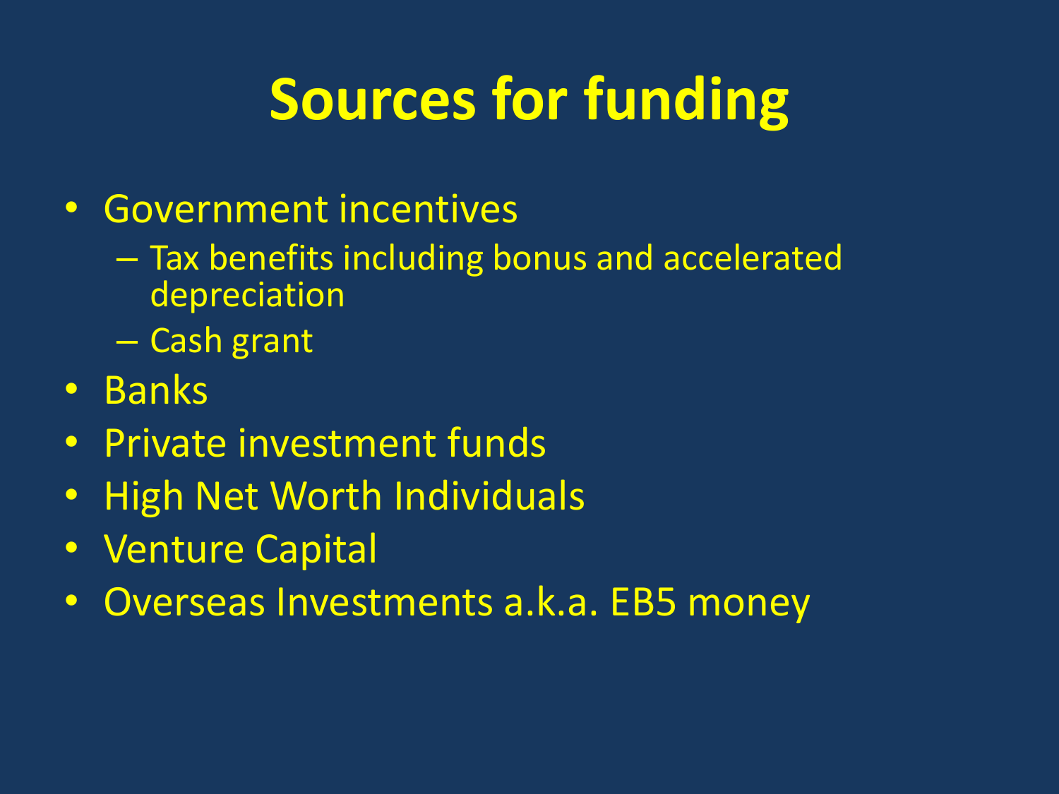# Sources for funding

- Government incentives
  - Tax benefits including bonus and accelerated depreciation
  - Cash grant
- Banks
- Private investment funds
- High Net Worth Individuals
- Venture Capital
- Overseas Investments a.k.a. EB5 money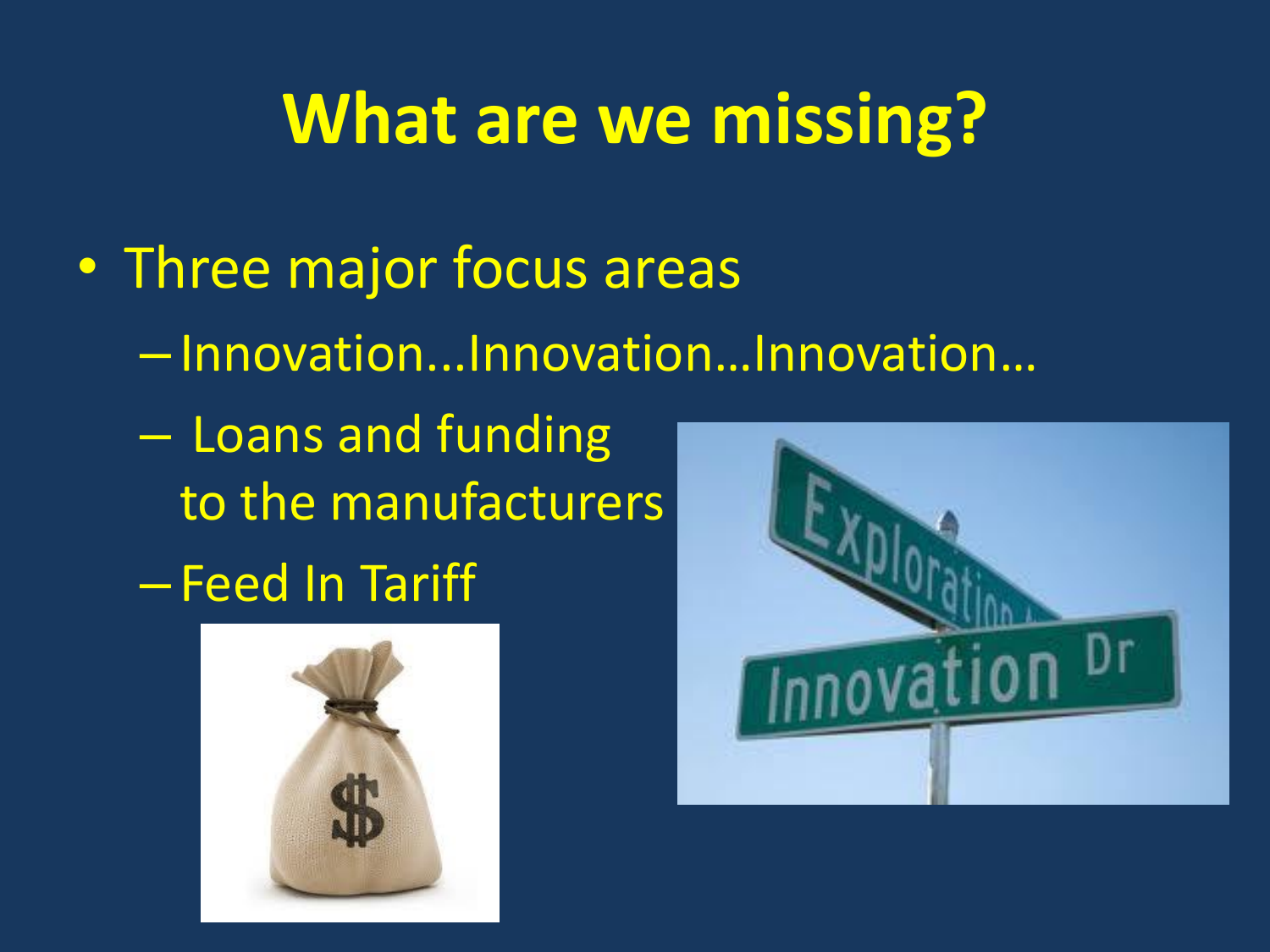# What are we missing?

- Three major focus areas
  - Innovation...Innovation…Innovation…
  - Loans and funding to the manufacturers
  - Feed In Tariff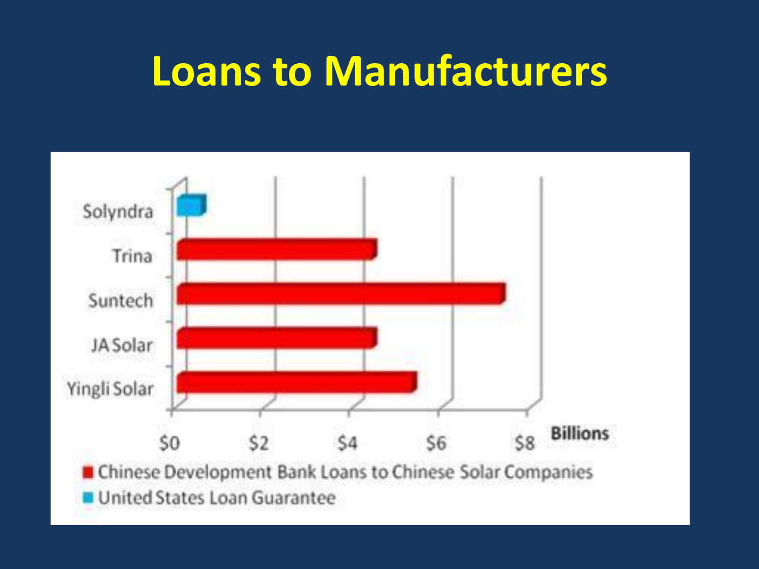# Loans to Manufacturers

| Company | Loan (Billions) |
|---|---|
| Solyndra | ~$0.5 |
| Trina | ~$4.5 |
| Suntech | ~$7.5 |
| JA Solar | ~$4.5 |
| Yingli Solar | ~$5.5 |

$0 $2 $4 $6 $8 **Billions**

- Chinese Development Bank Loans to Chinese Solar Companies
- United States Loan Guarantee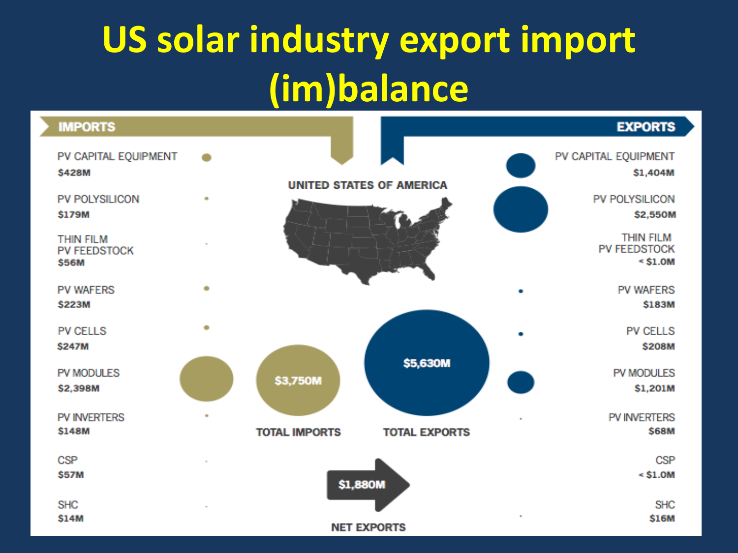# US solar industry export import (im)balance

**UNITED STATES OF AMERICA**

| IMPORTS | | EXPORTS | |
|---|---|---|---|
| PV CAPITAL EQUIPMENT | $428M | PV CAPITAL EQUIPMENT | $1,404M |
| PV POLYSILICON | $179M | PV POLYSILICON | $2,550M |
| THIN FILM PV FEEDSTOCK | $56M | THIN FILM PV FEEDSTOCK | < $1.0M |
| PV WAFERS | $223M | PV WAFERS | $183M |
| PV CELLS | $247M | PV CELLS | $208M |
| PV MODULES | $2,398M | PV MODULES | $1,201M |
| PV INVERTERS | $148M | PV INVERTERS | $68M |
| CSP | $57M | CSP | < $1.0M |
| SHC | $14M | SHC | $16M |
| **TOTAL IMPORTS** | **$3,750M** | **TOTAL EXPORTS** | **$5,630M** |

**NET EXPORTS: $1,880M**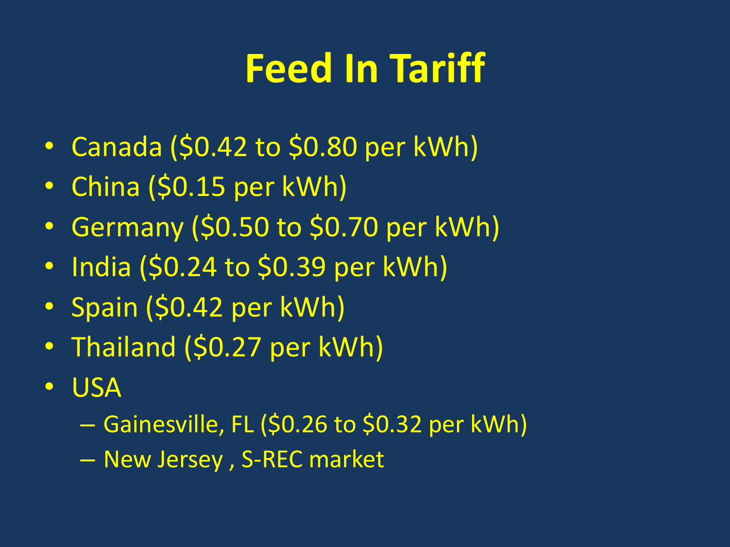# Feed In Tariff

- Canada ($0.42 to $0.80 per kWh)
- China ($0.15 per kWh)
- Germany ($0.50 to $0.70 per kWh)
- India ($0.24 to $0.39 per kWh)
- Spain ($0.42 per kWh)
- Thailand ($0.27 per kWh)
- USA
  - Gainesville, FL ($0.26 to $0.32 per kWh)
  - New Jersey , S-REC market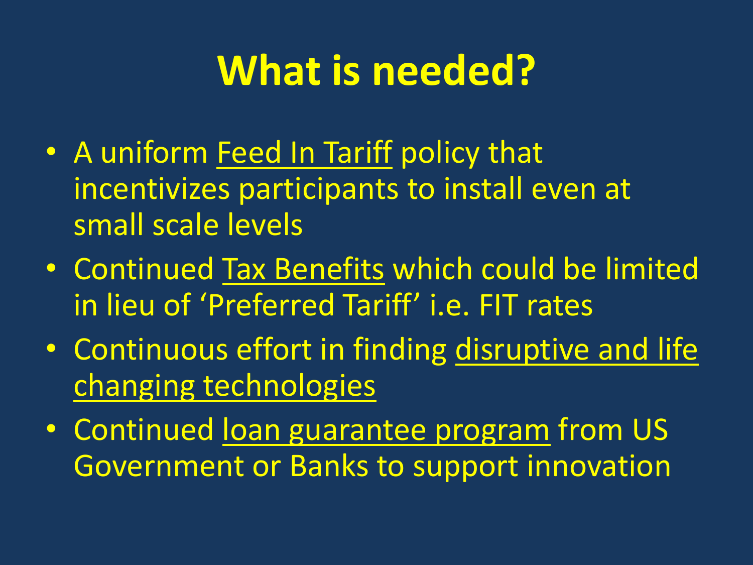# What is needed?

- A uniform Feed In Tariff policy that incentivizes participants to install even at small scale levels
- Continued Tax Benefits which could be limited in lieu of 'Preferred Tariff' i.e. FIT rates
- Continuous effort in finding disruptive and life changing technologies
- Continued loan guarantee program from US Government or Banks to support innovation